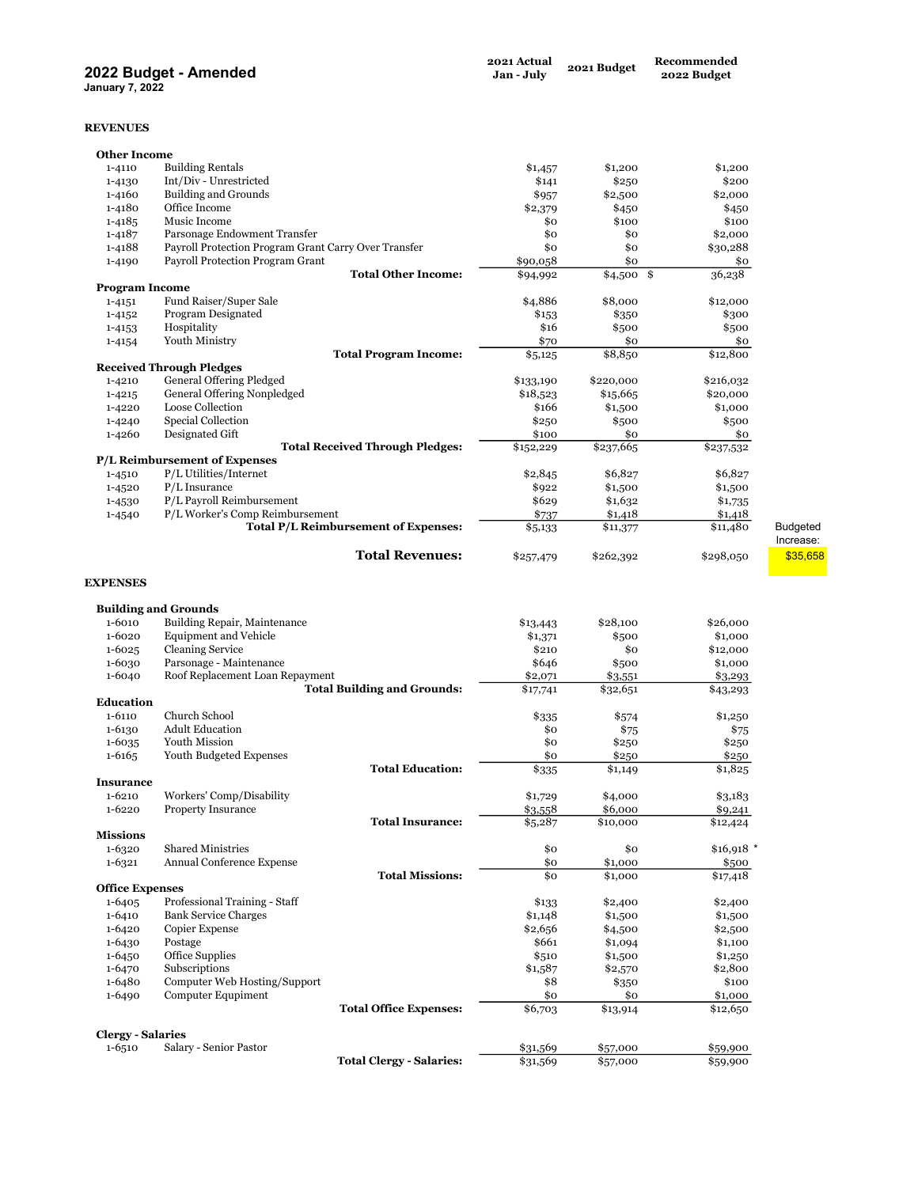# 2022 Budget - Amended

**January 7, 2022**

| Account | Description | 2021 Actual Jan - July | 2021 Budget | Recommended 2022 Budget | |
|---|---|---|---|---|---|
| **REVENUES** | | | | | |
| **Other Income** | | | | | |
| 1-4110 | Building Rentals | $1,457 | $1,200 | $1,200 | |
| 1-4130 | Int/Div - Unrestricted | $141 | $250 | $200 | |
| 1-4160 | Building and Grounds | $957 | $2,500 | $2,000 | |
| 1-4180 | Office Income | $2,379 | $450 | $450 | |
| 1-4185 | Music Income | $0 | $100 | $100 | |
| 1-4187 | Parsonage Endowment Transfer | $0 | $0 | $2,000 | |
| 1-4188 | Payroll Protection Program Grant Carry Over Transfer | $0 | $0 | $30,288 | |
| 1-4190 | Payroll Protection Program Grant | $90,058 | $0 | $0 | |
| | **Total Other Income:** | $94,992 | $4,500 | $ 36,238 | |
| **Program Income** | | | | | |
| 1-4151 | Fund Raiser/Super Sale | $4,886 | $8,000 | $12,000 | |
| 1-4152 | Program Designated | $153 | $350 | $300 | |
| 1-4153 | Hospitality | $16 | $500 | $500 | |
| 1-4154 | Youth Ministry | $70 | $0 | $0 | |
| | **Total Program Income:** | $5,125 | $8,850 | $12,800 | |
| **Received Through Pledges** | | | | | |
| 1-4210 | General Offering Pledged | $133,190 | $220,000 | $216,032 | |
| 1-4215 | General Offering Nonpledged | $18,523 | $15,665 | $20,000 | |
| 1-4220 | Loose Collection | $166 | $1,500 | $1,000 | |
| 1-4240 | Special Collection | $250 | $500 | $500 | |
| 1-4260 | Designated Gift | $100 | $0 | $0 | |
| | **Total Received Through Pledges:** | $152,229 | $237,665 | $237,532 | |
| **P/L Reimbursement of Expenses** | | | | | |
| 1-4510 | P/L Utilities/Internet | $2,845 | $6,827 | $6,827 | |
| 1-4520 | P/L Insurance | $922 | $1,500 | $1,500 | |
| 1-4530 | P/L Payroll Reimbursement | $629 | $1,632 | $1,735 | |
| 1-4540 | P/L Worker's Comp Reimbursement | $737 | $1,418 | $1,418 | |
| | **Total P/L Reimbursement of Expenses:** | $5,133 | $11,377 | $11,480 | Budgeted Increase: |
| | **Total Revenues:** | $257,479 | $262,392 | $298,050 | $35,658 |
| **EXPENSES** | | | | | |
| **Building and Grounds** | | | | | |
| 1-6010 | Building Repair, Maintenance | $13,443 | $28,100 | $26,000 | |
| 1-6020 | Equipment and Vehicle | $1,371 | $500 | $1,000 | |
| 1-6025 | Cleaning Service | $210 | $0 | $12,000 | |
| 1-6030 | Parsonage - Maintenance | $646 | $500 | $1,000 | |
| 1-6040 | Roof Replacement Loan Repayment | $2,071 | $3,551 | $3,293 | |
| | **Total Building and Grounds:** | $17,741 | $32,651 | $43,293 | |
| **Education** | | | | | |
| 1-6110 | Church School | $335 | $574 | $1,250 | |
| 1-6130 | Adult Education | $0 | $75 | $75 | |
| 1-6035 | Youth Mission | $0 | $250 | $250 | |
| 1-6165 | Youth Budgeted Expenses | $0 | $250 | $250 | |
| | **Total Education:** | $335 | $1,149 | $1,825 | |
| **Insurance** | | | | | |
| 1-6210 | Workers' Comp/Disability | $1,729 | $4,000 | $3,183 | |
| 1-6220 | Property Insurance | $3,558 | $6,000 | $9,241 | |
| | **Total Insurance:** | $5,287 | $10,000 | $12,424 | |
| **Missions** | | | | | |
| 1-6320 | Shared Ministries | $0 | $0 | $16,918 * | |
| 1-6321 | Annual Conference Expense | $0 | $1,000 | $500 | |
| | **Total Missions:** | $0 | $1,000 | $17,418 | |
| **Office Expenses** | | | | | |
| 1-6405 | Professional Training - Staff | $133 | $2,400 | $2,400 | |
| 1-6410 | Bank Service Charges | $1,148 | $1,500 | $1,500 | |
| 1-6420 | Copier Expense | $2,656 | $4,500 | $2,500 | |
| 1-6430 | Postage | $661 | $1,094 | $1,100 | |
| 1-6450 | Office Supplies | $510 | $1,500 | $1,250 | |
| 1-6470 | Subscriptions | $1,587 | $2,570 | $2,800 | |
| 1-6480 | Computer Web Hosting/Support | $8 | $350 | $100 | |
| 1-6490 | Computer Equipment | $0 | $0 | $1,000 | |
| | **Total Office Expenses:** | $6,703 | $13,914 | $12,650 | |
| **Clergy - Salaries** | | | | | |
| 1-6510 | Salary - Senior Pastor | $31,569 | $57,000 | $59,900 | |
| | **Total Clergy - Salaries:** | $31,569 | $57,000 | $59,900 | |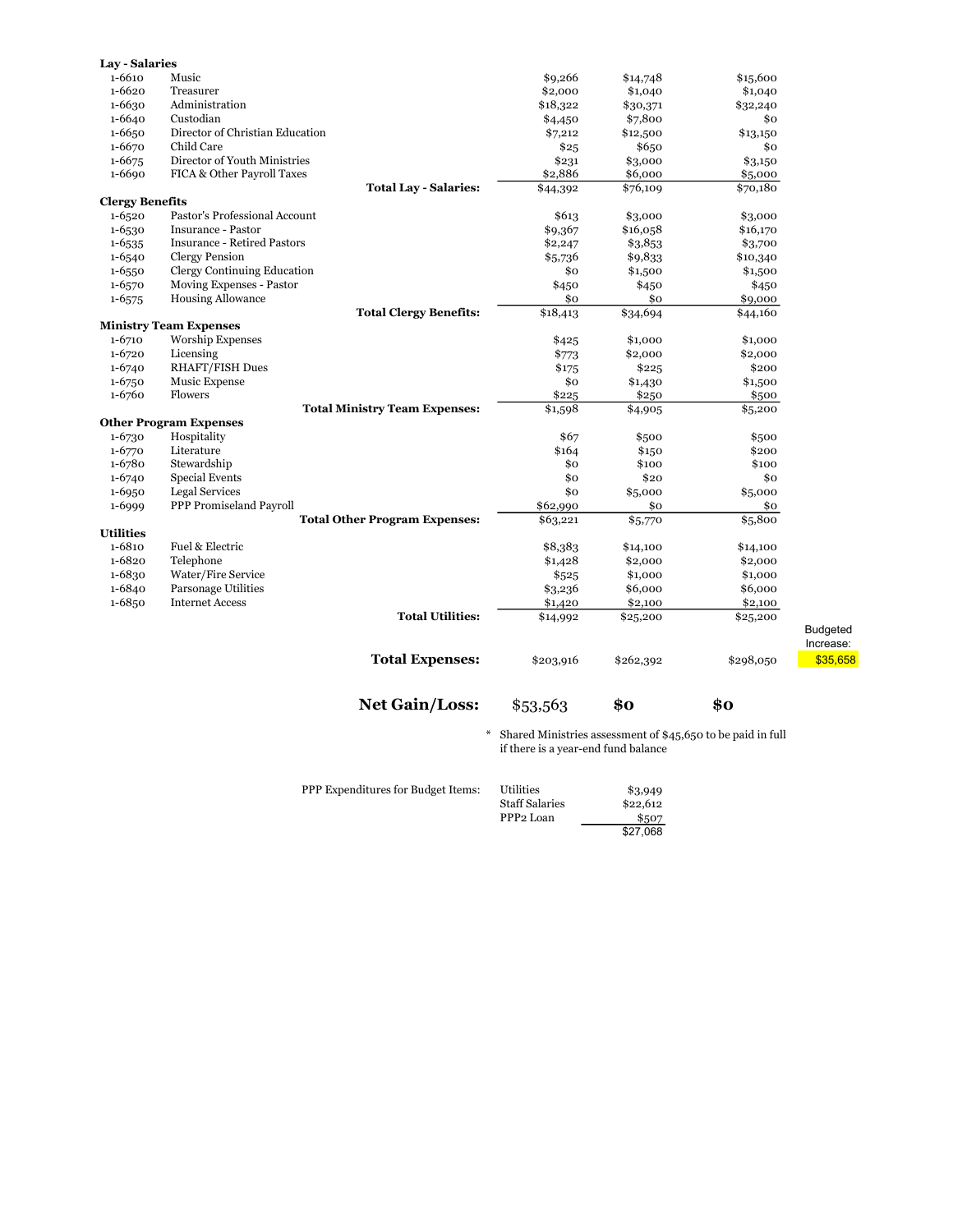| | | | | | |
|---|---|---|---|---|---|
| **Lay - Salaries** | | | | | |
| 1-6610 | Music | $9,266 | $14,748 | $15,600 | |
| 1-6620 | Treasurer | $2,000 | $1,040 | $1,040 | |
| 1-6630 | Administration | $18,322 | $30,371 | $32,240 | |
| 1-6640 | Custodian | $4,450 | $7,800 | $0 | |
| 1-6650 | Director of Christian Education | $7,212 | $12,500 | $13,150 | |
| 1-6670 | Child Care | $25 | $650 | $0 | |
| 1-6675 | Director of Youth Ministries | $231 | $3,000 | $3,150 | |
| 1-6690 | FICA & Other Payroll Taxes | $2,886 | $6,000 | $5,000 | |
| | **Total Lay - Salaries:** | $44,392 | $76,109 | $70,180 | |
| **Clergy Benefits** | | | | | |
| 1-6520 | Pastor's Professional Account | $613 | $3,000 | $3,000 | |
| 1-6530 | Insurance - Pastor | $9,367 | $16,058 | $16,170 | |
| 1-6535 | Insurance - Retired Pastors | $2,247 | $3,853 | $3,700 | |
| 1-6540 | Clergy Pension | $5,736 | $9,833 | $10,340 | |
| 1-6550 | Clergy Continuing Education | $0 | $1,500 | $1,500 | |
| 1-6570 | Moving Expenses - Pastor | $450 | $450 | $450 | |
| 1-6575 | Housing Allowance | $0 | $0 | $9,000 | |
| | **Total Clergy Benefits:** | $18,413 | $34,694 | $44,160 | |
| **Ministry Team Expenses** | | | | | |
| 1-6710 | Worship Expenses | $425 | $1,000 | $1,000 | |
| 1-6720 | Licensing | $773 | $2,000 | $2,000 | |
| 1-6740 | RHAFT/FISH Dues | $175 | $225 | $200 | |
| 1-6750 | Music Expense | $0 | $1,430 | $1,500 | |
| 1-6760 | Flowers | $225 | $250 | $500 | |
| | **Total Ministry Team Expenses:** | $1,598 | $4,905 | $5,200 | |
| **Other Program Expenses** | | | | | |
| 1-6730 | Hospitality | $67 | $500 | $500 | |
| 1-6770 | Literature | $164 | $150 | $200 | |
| 1-6780 | Stewardship | $0 | $100 | $100 | |
| 1-6740 | Special Events | $0 | $20 | $0 | |
| 1-6950 | Legal Services | $0 | $5,000 | $5,000 | |
| 1-6999 | PPP Promiseland Payroll | $62,990 | $0 | $0 | |
| | **Total Other Program Expenses:** | $63,221 | $5,770 | $5,800 | |
| **Utilities** | | | | | |
| 1-6810 | Fuel & Electric | $8,383 | $14,100 | $14,100 | |
| 1-6820 | Telephone | $1,428 | $2,000 | $2,000 | |
| 1-6830 | Water/Fire Service | $525 | $1,000 | $1,000 | |
| 1-6840 | Parsonage Utilities | $3,236 | $6,000 | $6,000 | |
| 1-6850 | Internet Access | $1,420 | $2,100 | $2,100 | |
| | **Total Utilities:** | $14,992 | $25,200 | $25,200 | Budgeted Increase: |
| | **Total Expenses:** | $203,916 | $262,392 | $298,050 | $35,658 |
| | **Net Gain/Loss:** | $53,563 | **$0** | **$0** | |

\* Shared Ministries assessment of $45,650 to be paid in full if there is a year-end fund balance

| PPP Expenditures for Budget Items: | | |
|---|---|---|
| | Utilities | $3,949 |
| | Staff Salaries | $22,612 |
| | PPP2 Loan | $507 |
| | | $27,068 |